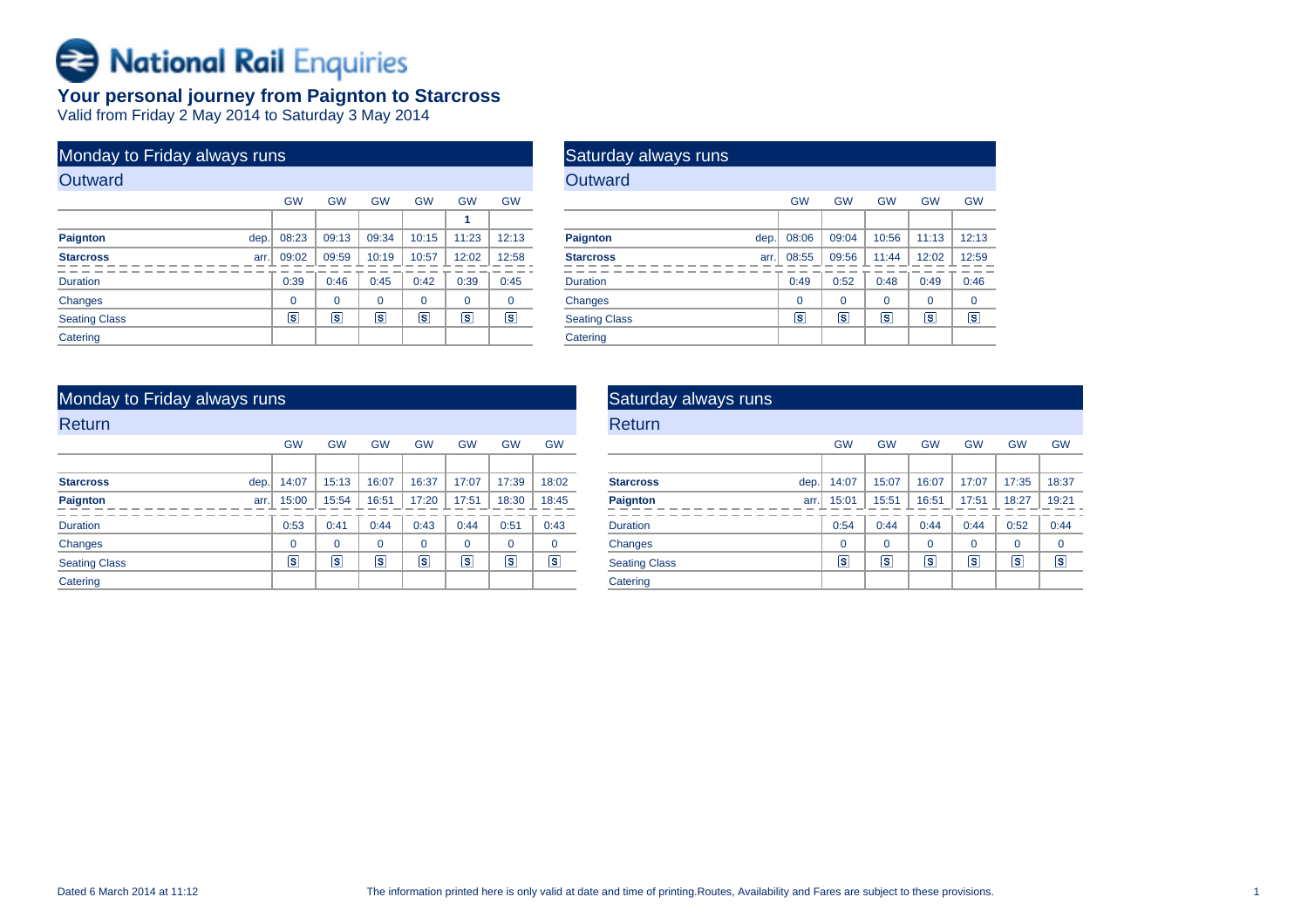National Rail Enquiries

## Your personal journey from Paignton to Starcross

Valid from Friday 2 May 2014 to Saturday 3 May 2014

### Monday to Friday always runs

#### Outward

| | | GW | GW | GW | GW | GW | GW |
|---|---|---|---|---|---|---|---|
| | | | | | | 1 | |
| **Paignton** | dep. | 08:23 | 09:13 | 09:34 | 10:15 | 11:23 | 12:13 |
| **Starcross** | arr. | 09:02 | 09:59 | 10:19 | 10:57 | 12:02 | 12:58 |
| Duration | | 0:39 | 0:46 | 0:45 | 0:42 | 0:39 | 0:45 |
| Changes | | 0 | 0 | 0 | 0 | 0 | 0 |
| Seating Class | | S | S | S | S | S | S |
| Catering | | | | | | | |

### Saturday always runs

#### Outward

| | | GW | GW | GW | GW | GW |
|---|---|---|---|---|---|---|
| | | | | | | |
| **Paignton** | dep. | 08:06 | 09:04 | 10:56 | 11:13 | 12:13 |
| **Starcross** | arr. | 08:55 | 09:56 | 11:44 | 12:02 | 12:59 |
| Duration | | 0:49 | 0:52 | 0:48 | 0:49 | 0:46 |
| Changes | | 0 | 0 | 0 | 0 | 0 |
| Seating Class | | S | S | S | S | S |
| Catering | | | | | | |

### Monday to Friday always runs

#### Return

| | | GW | GW | GW | GW | GW | GW | GW |
|---|---|---|---|---|---|---|---|---|
| | | | | | | | | |
| **Starcross** | dep. | 14:07 | 15:13 | 16:07 | 16:37 | 17:07 | 17:39 | 18:02 |
| **Paignton** | arr. | 15:00 | 15:54 | 16:51 | 17:20 | 17:51 | 18:30 | 18:45 |
| Duration | | 0:53 | 0:41 | 0:44 | 0:43 | 0:44 | 0:51 | 0:43 |
| Changes | | 0 | 0 | 0 | 0 | 0 | 0 | 0 |
| Seating Class | | S | S | S | S | S | S | S |
| Catering | | | | | | | | |

### Saturday always runs

#### Return

| | | GW | GW | GW | GW | GW | GW |
|---|---|---|---|---|---|---|---|
| | | | | | | | |
| **Starcross** | dep. | 14:07 | 15:07 | 16:07 | 17:07 | 17:35 | 18:37 |
| **Paignton** | arr. | 15:01 | 15:51 | 16:51 | 17:51 | 18:27 | 19:21 |
| Duration | | 0:54 | 0:44 | 0:44 | 0:44 | 0:52 | 0:44 |
| Changes | | 0 | 0 | 0 | 0 | 0 | 0 |
| Seating Class | | S | S | S | S | S | S |
| Catering | | | | | | | |

Dated 6 March 2014 at 11:12

The information printed here is only valid at date and time of printing.Routes, Availability and Fares are subject to these provisions.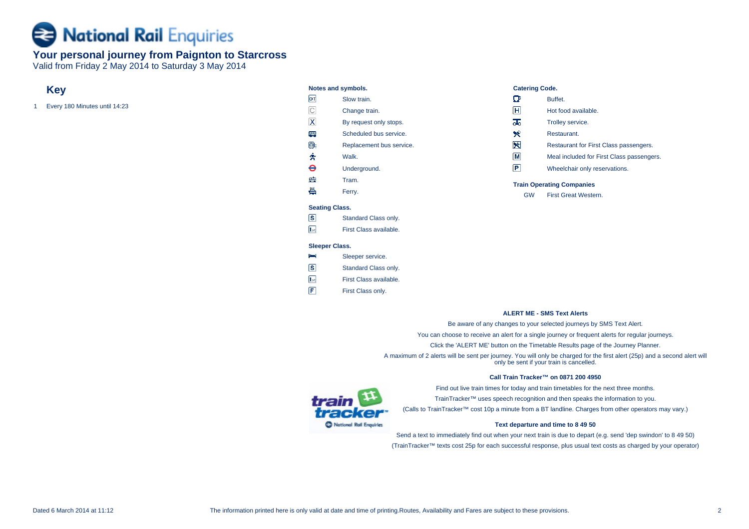# National Rail Enquiries

## Your personal journey from Paignton to Starcross

Valid from Friday 2 May 2014 to Saturday 3 May 2014

### Key

1 Every 180 Minutes until 14:23

**Notes and symbols.**

| | |
|---|---|
| OT | Slow train. |
| C | Change train. |
| X | By request only stops. |
| | Scheduled bus service. |
| | Replacement bus service. |
| | Walk. |
| | Underground. |
| | Tram. |
| | Ferry. |

**Seating Class.**

| | |
|---|---|
| S | Standard Class only. |
| 1st | First Class available. |

**Sleeper Class.**

| | |
|---|---|
| | Sleeper service. |
| S | Standard Class only. |
| 1st | First Class available. |
| F | First Class only. |

**Catering Code.**

| | |
|---|---|
| | Buffet. |
| H | Hot food available. |
| | Trolley service. |
| | Restaurant. |
| | Restaurant for First Class passengers. |
| M | Meal included for First Class passengers. |
| P | Wheelchair only reservations. |

**Train Operating Companies**

| | |
|---|---|
| GW | First Great Western. |

**ALERT ME - SMS Text Alerts**

Be aware of any changes to your selected journeys by SMS Text Alert.

You can choose to receive an alert for a single journey or frequent alerts for regular journeys.

Click the 'ALERT ME' button on the Timetable Results page of the Journey Planner.

A maximum of 2 alerts will be sent per journey. You will only be charged for the first alert (25p) and a second alert will only be sent if your train is cancelled.

**Call Train Tracker™ on 0871 200 4950**

Find out live train times for today and train timetables for the next three months.

TrainTracker™ uses speech recognition and then speaks the information to you.

(Calls to TrainTracker™ cost 10p a minute from a BT landline. Charges from other operators may vary.)

**Text departure and time to 8 49 50**

Send a text to immediately find out when your next train is due to depart (e.g. send 'dep swindon' to 8 49 50)

(TrainTracker™ texts cost 25p for each successful response, plus usual text costs as charged by your operator)

Dated 6 March 2014 at 11:12

The information printed here is only valid at date and time of printing.Routes, Availability and Fares are subject to these provisions.